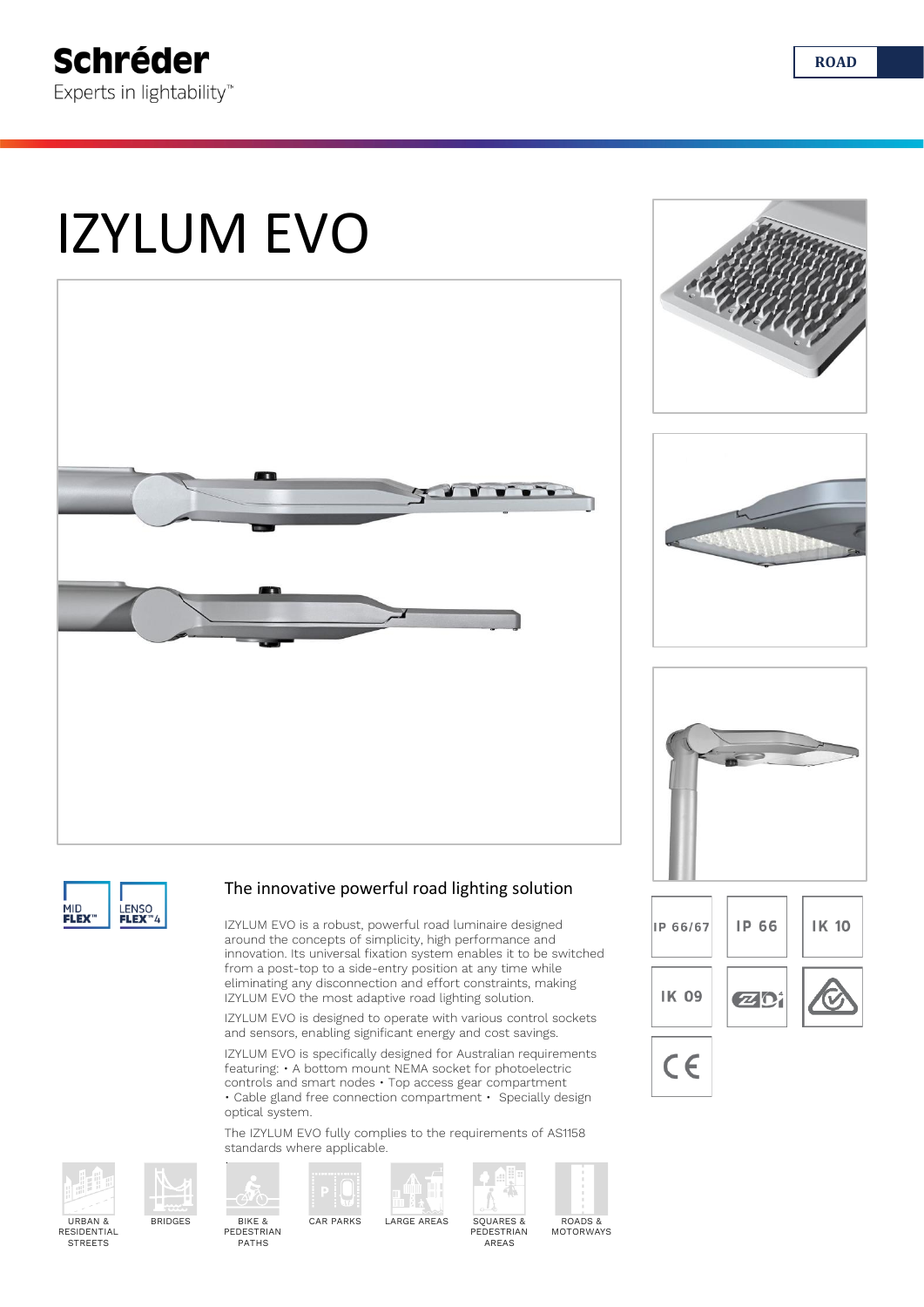Schréder

Experts in lightability™

ROAD

# IZYLUM EVO

MID FLEX™ LENSO FLEX™4

## The innovative powerful road lighting solution

IZYLUM EVO is a robust, powerful road luminaire designed around the concepts of simplicity, high performance and innovation. Its universal fixation system enables it to be switched from a post-top to a side-entry position at any time while eliminating any disconnection and effort constraints, making IZYLUM EVO the most adaptive road lighting solution.

IZYLUM EVO is designed to operate with various control sockets and sensors, enabling significant energy and cost savings.

IZYLUM EVO is specifically designed for Australian requirements featuring: • A bottom mount NEMA socket for photoelectric controls and smart nodes • Top access gear compartment • Cable gland free connection compartment • Specially design optical system.

The IZYLUM EVO fully complies to the requirements of AS1158 standards where applicable.

IP 66/67 | IP 66 | IK 10 | IK 09 | CE

URBAN & RESIDENTIAL STREETS | BRIDGES | BIKE & PEDESTRIAN PATHS | CAR PARKS | LARGE AREAS | SQUARES & PEDESTRIAN AREAS | ROADS & MOTORWAYS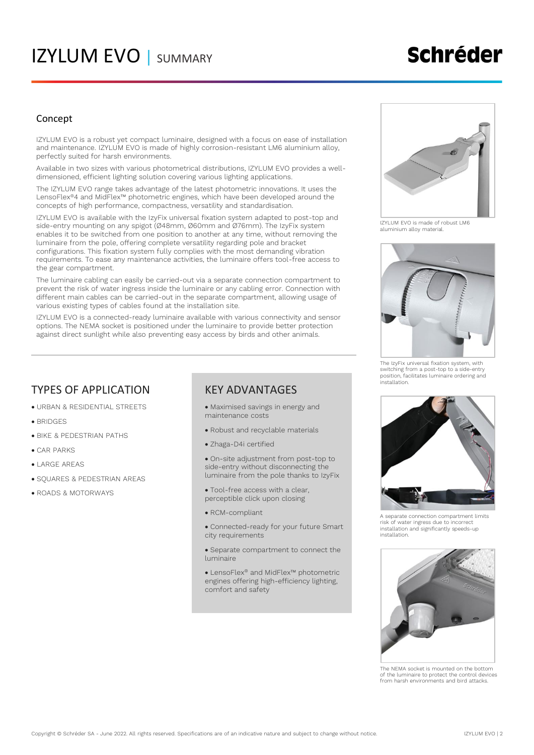# IZYLUM EVO | SUMMARY

## Concept

IZYLUM EVO is a robust yet compact luminaire, designed with a focus on ease of installation and maintenance. IZYLUM EVO is made of highly corrosion-resistant LM6 aluminium alloy, perfectly suited for harsh environments.

Available in two sizes with various photometrical distributions, IZYLUM EVO provides a well-dimensioned, efficient lighting solution covering various lighting applications.

The IZYLUM EVO range takes advantage of the latest photometric innovations. It uses the LensoFlex®4 and MidFlex™ photometric engines, which have been developed around the concepts of high performance, compactness, versatility and standardisation.

IZYLUM EVO is available with the IzyFix universal fixation system adapted to post-top and side-entry mounting on any spigot (Ø48mm, Ø60mm and Ø76mm). The IzyFix system enables it to be switched from one position to another at any time, without removing the luminaire from the pole, offering complete versatility regarding pole and bracket configurations. This fixation system fully complies with the most demanding vibration requirements. To ease any maintenance activities, the luminaire offers tool-free access to the gear compartment.

The luminaire cabling can easily be carried-out via a separate connection compartment to prevent the risk of water ingress inside the luminaire or any cabling error. Connection with different main cables can be carried-out in the separate compartment, allowing usage of various existing types of cables found at the installation site.

IZYLUM EVO is a connected-ready luminaire available with various connectivity and sensor options. The NEMA socket is positioned under the luminaire to provide better protection against direct sunlight while also preventing easy access by birds and other animals.

IZYLUM EVO is made of robust LM6 aluminium alloy material.

The IzyFix universal fixation system, with switching from a post-top to a side-entry position, facilitates luminaire ordering and installation.

A separate connection compartment limits risk of water ingress due to incorrect installation and significantly speeds-up installation.

The NEMA socket is mounted on the bottom of the luminaire to protect the control devices from harsh environments and bird attacks.

## TYPES OF APPLICATION

- URBAN & RESIDENTIAL STREETS
- BRIDGES
- BIKE & PEDESTRIAN PATHS
- CAR PARKS
- LARGE AREAS
- SQUARES & PEDESTRIAN AREAS
- ROADS & MOTORWAYS

## KEY ADVANTAGES

- Maximised savings in energy and maintenance costs
- Robust and recyclable materials
- Zhaga-D4i certified
- On-site adjustment from post-top to side-entry without disconnecting the luminaire from the pole thanks to IzyFix
- Tool-free access with a clear, perceptible click upon closing
- RCM-compliant
- Connected-ready for your future Smart city requirements
- Separate compartment to connect the luminaire
- LensoFlex® and MidFlex™ photometric engines offering high-efficiency lighting, comfort and safety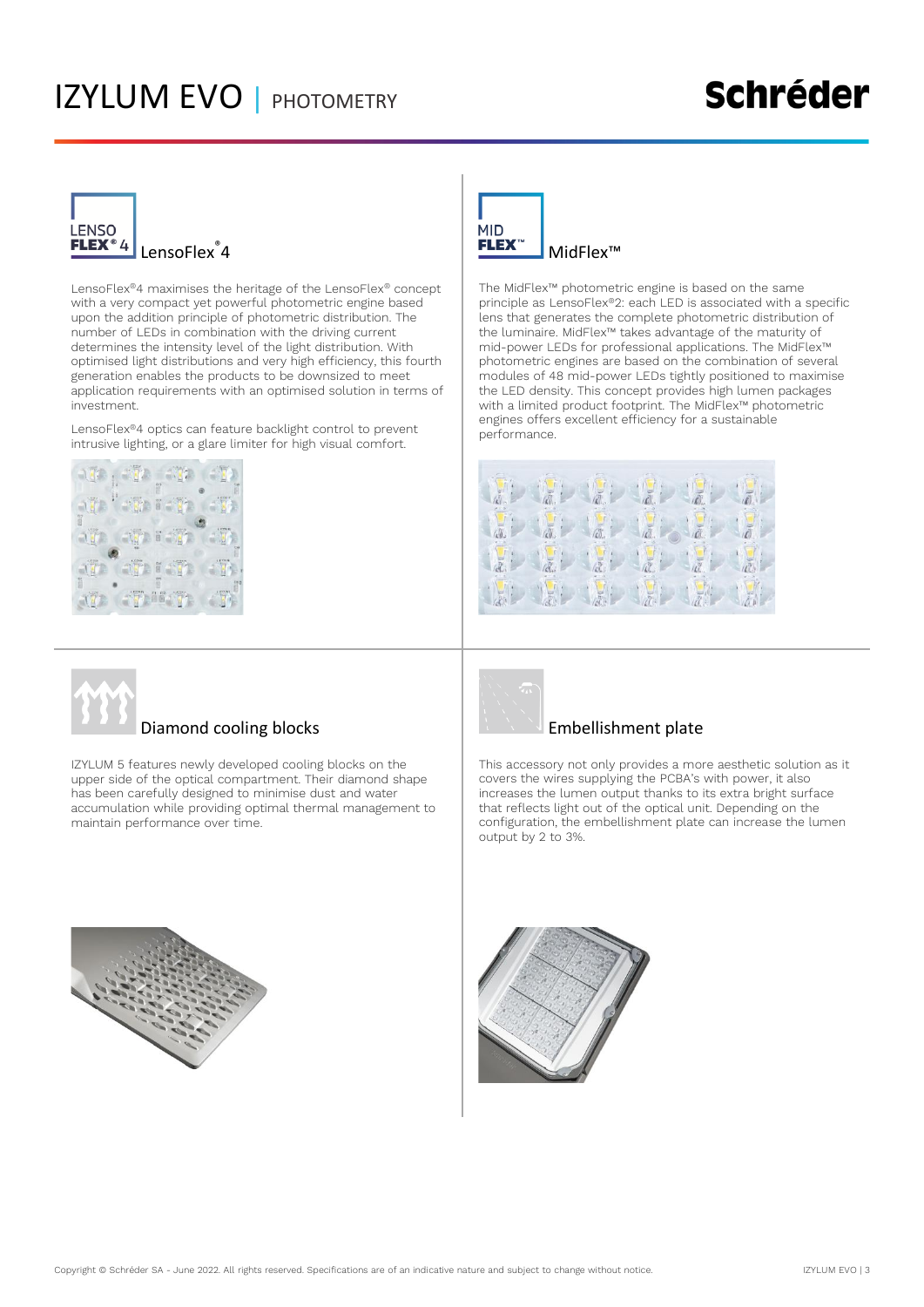# IZYLUM EVO | PHOTOMETRY

## LensoFlex®4

LensoFlex®4 maximises the heritage of the LensoFlex® concept with a very compact yet powerful photometric engine based upon the addition principle of photometric distribution. The number of LEDs in combination with the driving current determines the intensity level of the light distribution. With optimised light distributions and very high efficiency, this fourth generation enables the products to be downsized to meet application requirements with an optimised solution in terms of investment.

LensoFlex®4 optics can feature backlight control to prevent intrusive lighting, or a glare limiter for high visual comfort.

## MidFlex™

The MidFlex™ photometric engine is based on the same principle as LensoFlex®2: each LED is associated with a specific lens that generates the complete photometric distribution of the luminaire. MidFlex™ takes advantage of the maturity of mid-power LEDs for professional applications. The MidFlex™ photometric engines are based on the combination of several modules of 48 mid-power LEDs tightly positioned to maximise the LED density. This concept provides high lumen packages with a limited product footprint. The MidFlex™ photometric engines offers excellent efficiency for a sustainable performance.

## Diamond cooling blocks

IZYLUM 5 features newly developed cooling blocks on the upper side of the optical compartment. Their diamond shape has been carefully designed to minimise dust and water accumulation while providing optimal thermal management to maintain performance over time.

## Embellishment plate

This accessory not only provides a more aesthetic solution as it covers the wires supplying the PCBA's with power, it also increases the lumen output thanks to its extra bright surface that reflects light out of the optical unit. Depending on the configuration, the embellishment plate can increase the lumen output by 2 to 3%.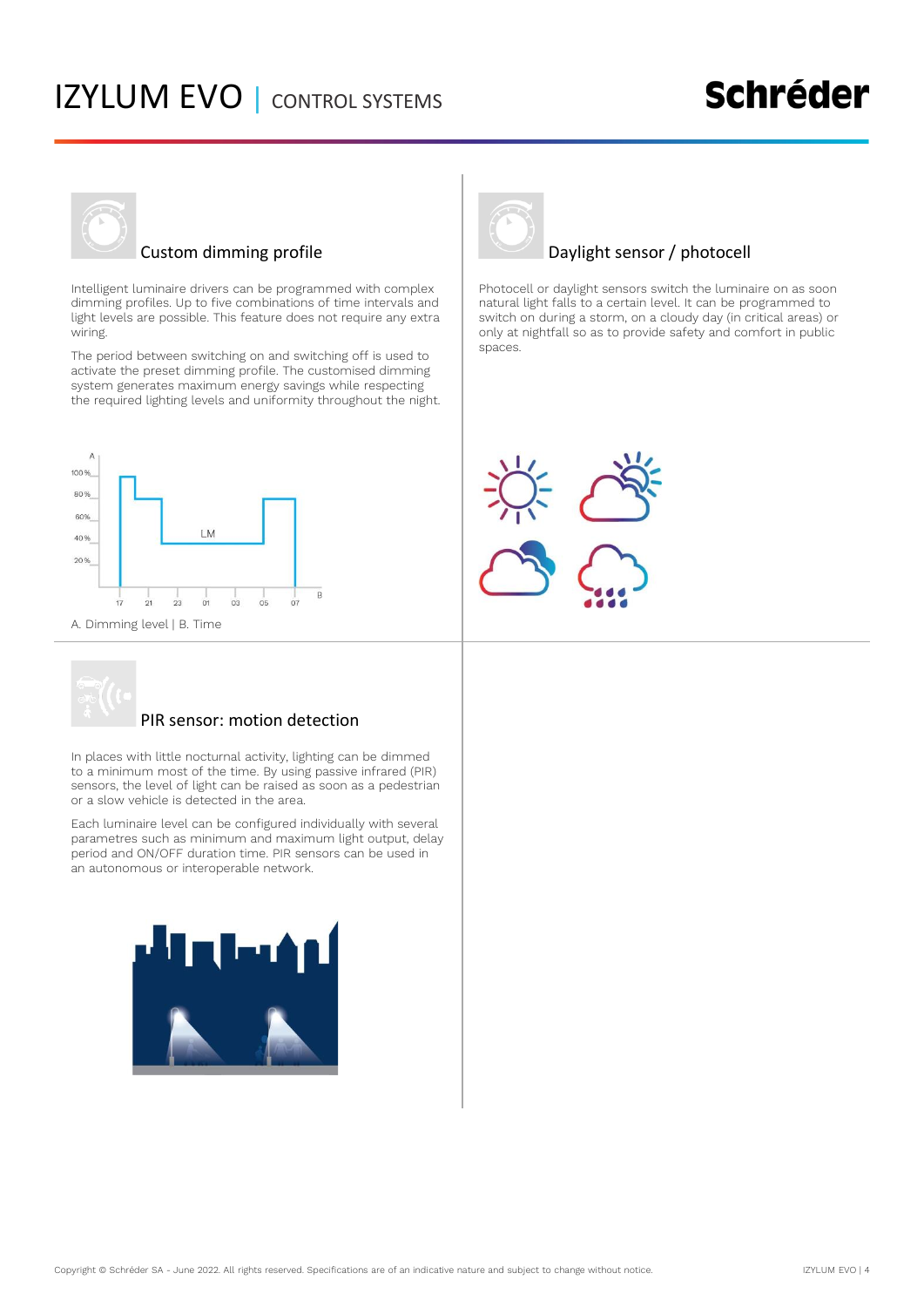# IZYLUM EVO | CONTROL SYSTEMS

## Custom dimming profile

Intelligent luminaire drivers can be programmed with complex dimming profiles. Up to five combinations of time intervals and light levels are possible. This feature does not require any extra wiring.

The period between switching on and switching off is used to activate the preset dimming profile. The customised dimming system generates maximum energy savings while respecting the required lighting levels and uniformity throughout the night.

A. Dimming level | B. Time

## Daylight sensor / photocell

Photocell or daylight sensors switch the luminaire on as soon natural light falls to a certain level. It can be programmed to switch on during a storm, on a cloudy day (in critical areas) or only at nightfall so as to provide safety and comfort in public spaces.

## PIR sensor: motion detection

In places with little nocturnal activity, lighting can be dimmed to a minimum most of the time. By using passive infrared (PIR) sensors, the level of light can be raised as soon as a pedestrian or a slow vehicle is detected in the area.

Each luminaire level can be configured individually with several parametres such as minimum and maximum light output, delay period and ON/OFF duration time. PIR sensors can be used in an autonomous or interoperable network.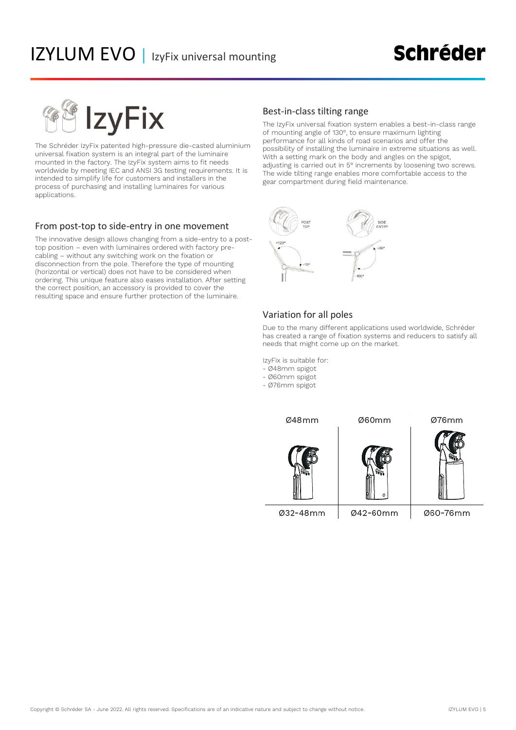# IZYLUM EVO | IzyFix universal mounting

## IzyFix

The Schréder IzyFix patented high-pressure die-casted aluminium universal fixation system is an integral part of the luminaire mounted in the factory. The IzyFix system aims to fit needs worldwide by meeting IEC and ANSI 3G testing requirements. It is intended to simplify life for customers and installers in the process of purchasing and installing luminaires for various applications.

### From post-top to side-entry in one movement

The innovative design allows changing from a side-entry to a post-top position – even with luminaires ordered with factory pre-cabling – without any switching work on the fixation or disconnection from the pole. Therefore the type of mounting (horizontal or vertical) does not have to be considered when ordering. This unique feature also eases installation. After setting the correct position, an accessory is provided to cover the resulting space and ensure further protection of the luminaire.

### Best-in-class tilting range

The IzyFix universal fixation system enables a best-in-class range of mounting angle of 130°, to ensure maximum lighting performance for all kinds of road scenarios and offer the possibility of installing the luminaire in extreme situations as well. With a setting mark on the body and angles on the spigot, adjusting is carried out in 5° increments by loosening two screws. The wide tilting range enables more comfortable access to the gear compartment during field maintenance.

POST TOP: +120° / -10°

SIDE ENTRY: +30° / -100°

### Variation for all poles

Due to the many different applications used worldwide, Schréder has created a range of fixation systems and reducers to satisfy all needs that might come up on the market.

IzyFix is suitable for:
- Ø48mm spigot
- Ø60mm spigot
- Ø76mm spigot

| Ø48mm | Ø60mm | Ø76mm |
| --- | --- | --- |
| Ø32-48mm | Ø42-60mm | Ø60-76mm |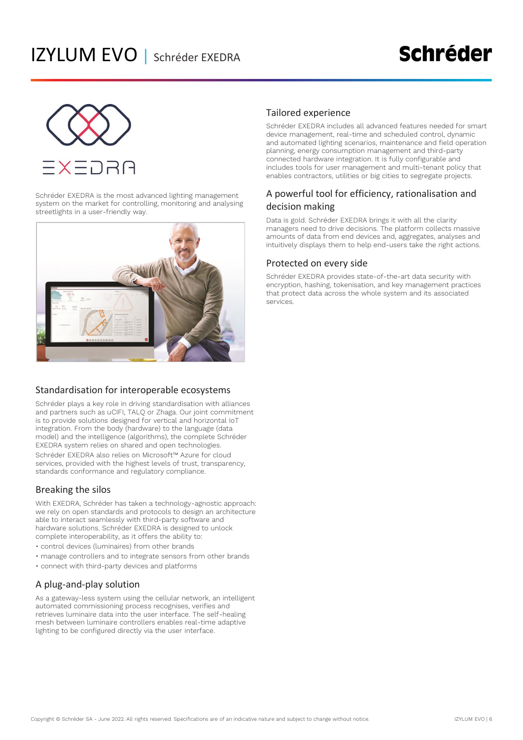# IZYLUM EVO | Schréder EXEDRA

Schréder EXEDRA is the most advanced lighting management system on the market for controlling, monitoring and analysing streetlights in a user-friendly way.

## Standardisation for interoperable ecosystems

Schréder plays a key role in driving standardisation with alliances and partners such as uCIFI, TALQ or Zhaga. Our joint commitment is to provide solutions designed for vertical and horizontal IoT integration. From the body (hardware) to the language (data model) and the intelligence (algorithms), the complete Schréder EXEDRA system relies on shared and open technologies.

Schréder EXEDRA also relies on Microsoft™ Azure for cloud services, provided with the highest levels of trust, transparency, standards conformance and regulatory compliance.

## Breaking the silos

With EXEDRA, Schréder has taken a technology-agnostic approach: we rely on open standards and protocols to design an architecture able to interact seamlessly with third-party software and hardware solutions. Schréder EXEDRA is designed to unlock complete interoperability, as it offers the ability to:

- control devices (luminaires) from other brands
- manage controllers and to integrate sensors from other brands
- connect with third-party devices and platforms

## A plug-and-play solution

As a gateway-less system using the cellular network, an intelligent automated commissioning process recognises, verifies and retrieves luminaire data into the user interface. The self-healing mesh between luminaire controllers enables real-time adaptive lighting to be configured directly via the user interface.

## Tailored experience

Schréder EXEDRA includes all advanced features needed for smart device management, real-time and scheduled control, dynamic and automated lighting scenarios, maintenance and field operation planning, energy consumption management and third-party connected hardware integration. It is fully configurable and includes tools for user management and multi-tenant policy that enables contractors, utilities or big cities to segregate projects.

## A powerful tool for efficiency, rationalisation and decision making

Data is gold. Schréder EXEDRA brings it with all the clarity managers need to drive decisions. The platform collects massive amounts of data from end devices and, aggregates, analyses and intuitively displays them to help end-users take the right actions.

## Protected on every side

Schréder EXEDRA provides state-of-the-art data security with encryption, hashing, tokenisation, and key management practices that protect data across the whole system and its associated services.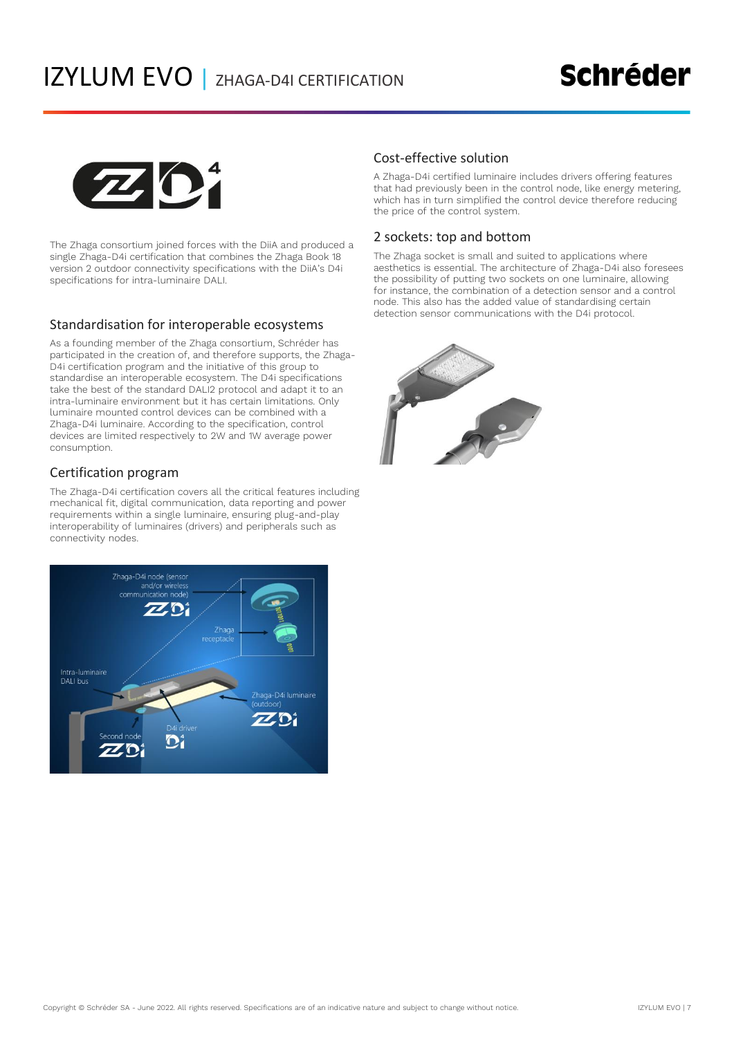# IZYLUM EVO | ZHAGA-D4I CERTIFICATION

The Zhaga consortium joined forces with the DiiA and produced a single Zhaga-D4i certification that combines the Zhaga Book 18 version 2 outdoor connectivity specifications with the DiiA's D4i specifications for intra-luminaire DALI.

## Standardisation for interoperable ecosystems

As a founding member of the Zhaga consortium, Schréder has participated in the creation of, and therefore supports, the Zhaga-D4i certification program and the initiative of this group to standardise an interoperable ecosystem. The D4i specifications take the best of the standard DALI2 protocol and adapt it to an intra-luminaire environment but it has certain limitations. Only luminaire mounted control devices can be combined with a Zhaga-D4i luminaire. According to the specification, control devices are limited respectively to 2W and 1W average power consumption.

## Certification program

The Zhaga-D4i certification covers all the critical features including mechanical fit, digital communication, data reporting and power requirements within a single luminaire, ensuring plug-and-play interoperability of luminaires (drivers) and peripherals such as connectivity nodes.

## Cost-effective solution

A Zhaga-D4i certified luminaire includes drivers offering features that had previously been in the control node, like energy metering, which has in turn simplified the control device therefore reducing the price of the control system.

## 2 sockets: top and bottom

The Zhaga socket is small and suited to applications where aesthetics is essential. The architecture of Zhaga-D4i also foresees the possibility of putting two sockets on one luminaire, allowing for instance, the combination of a detection sensor and a control node. This also has the added value of standardising certain detection sensor communications with the D4i protocol.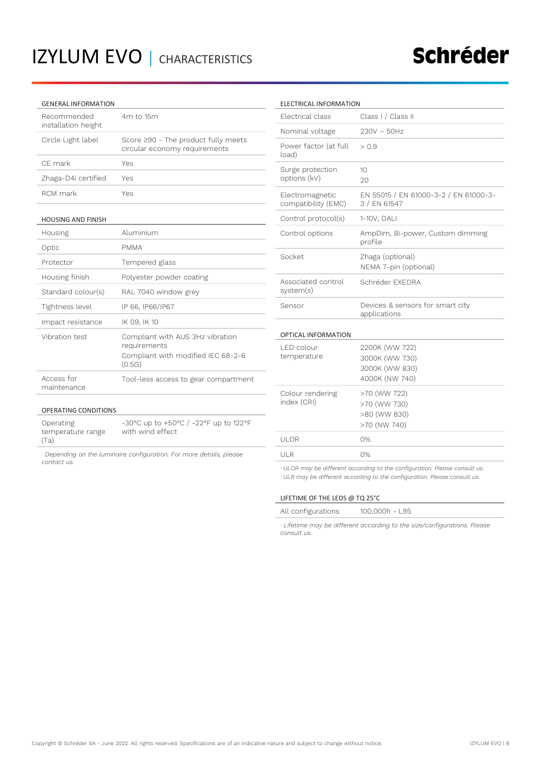# IZYLUM EVO | CHARACTERISTICS

## GENERAL INFORMATION

| | |
|---|---|
| Recommended installation height | 4m to 15m |
| Circle Light label | Score ≥90 - The product fully meets circular economy requirements |
| CE mark | Yes |
| Zhaga-D4i certified | Yes |
| RCM mark | Yes |

## HOUSING AND FINISH

| | |
|---|---|
| Housing | Aluminium |
| Optic | PMMA |
| Protector | Tempered glass |
| Housing finish | Polyester powder coating |
| Standard colour(s) | RAL 7040 window grey |
| Tightness level | IP 66, IP66/IP67 |
| Impact resistance | IK 09, IK 10 |
| Vibration test | Compliant with AUS 3Hz vibration requirements<br>Compliant with modified IEC 68-2-6 (0.5G) |
| Access for maintenance | Tool-less access to gear compartment |

## OPERATING CONDITIONS

| | |
|---|---|
| Operating temperature range (Ta) | -30°C up to +50°C / -22°F up to 122°F with wind effect |

*· Depending on the luminaire configuration. For more details, please contact us.*

## ELECTRICAL INFORMATION

| | |
|---|---|
| Electrical class | Class I / Class II |
| Nominal voltage | 230V – 50Hz |
| Power factor (at full load) | > 0.9 |
| Surge protection options (kV) | 10<br>20 |
| Electromagnetic compatibility (EMC) | EN 55015 / EN 61000-3-2 / EN 61000-3-3 / EN 61547 |
| Control protocol(s) | 1-10V, DALI |
| Control options | AmpDim, Bi-power, Custom dimming profile |
| Socket | Zhaga (optional)<br>NEMA 7-pin (optional) |
| Associated control system(s) | Schréder EXEDRA |
| Sensor | Devices & sensors for smart city applications |

## OPTICAL INFORMATION

| | |
|---|---|
| LED colour temperature | 2200K (WW 722)<br>3000K (WW 730)<br>3000K (WW 830)<br>4000K (NW 740) |
| Colour rendering index (CRI) | >70 (WW 722)<br>>70 (WW 730)<br>>80 (WW 830)<br>>70 (NW 740) |
| ULOR | 0% |
| ULR | 0% |

*· ULOR may be different according to the configuration. Please consult us.*
*· ULR may be different according to the configuration. Please consult us.*

## LIFETIME OF THE LEDS @ TQ 25°C

| | |
|---|---|
| All configurations | 100,000h - L95 |

*· Lifetime may be different according to the size/configurations. Please consult us.*

Copyright © Schréder SA - June 2022. All rights reserved. Specifications are of an indicative nature and subject to change without notice.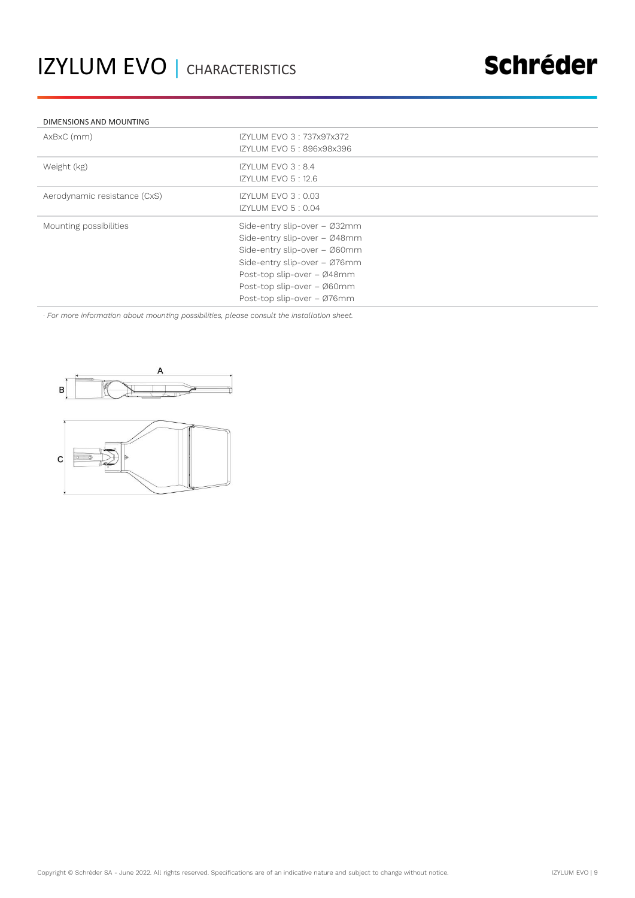# IZYLUM EVO | CHARACTERISTICS

| DIMENSIONS AND MOUNTING | |
|---|---|
| AxBxC (mm) | IZYLUM EVO 3 : 737x97x372<br>IZYLUM EVO 5 : 896x98x396 |
| Weight (kg) | IZYLUM EVO 3 : 8.4<br>IZYLUM EVO 5 : 12.6 |
| Aerodynamic resistance (CxS) | IZYLUM EVO 3 : 0.03<br>IZYLUM EVO 5 : 0.04 |
| Mounting possibilities | Side-entry slip-over – Ø32mm<br>Side-entry slip-over – Ø48mm<br>Side-entry slip-over – Ø60mm<br>Side-entry slip-over – Ø76mm<br>Post-top slip-over – Ø48mm<br>Post-top slip-over – Ø60mm<br>Post-top slip-over – Ø76mm |

*· For more information about mounting possibilities, please consult the installation sheet.*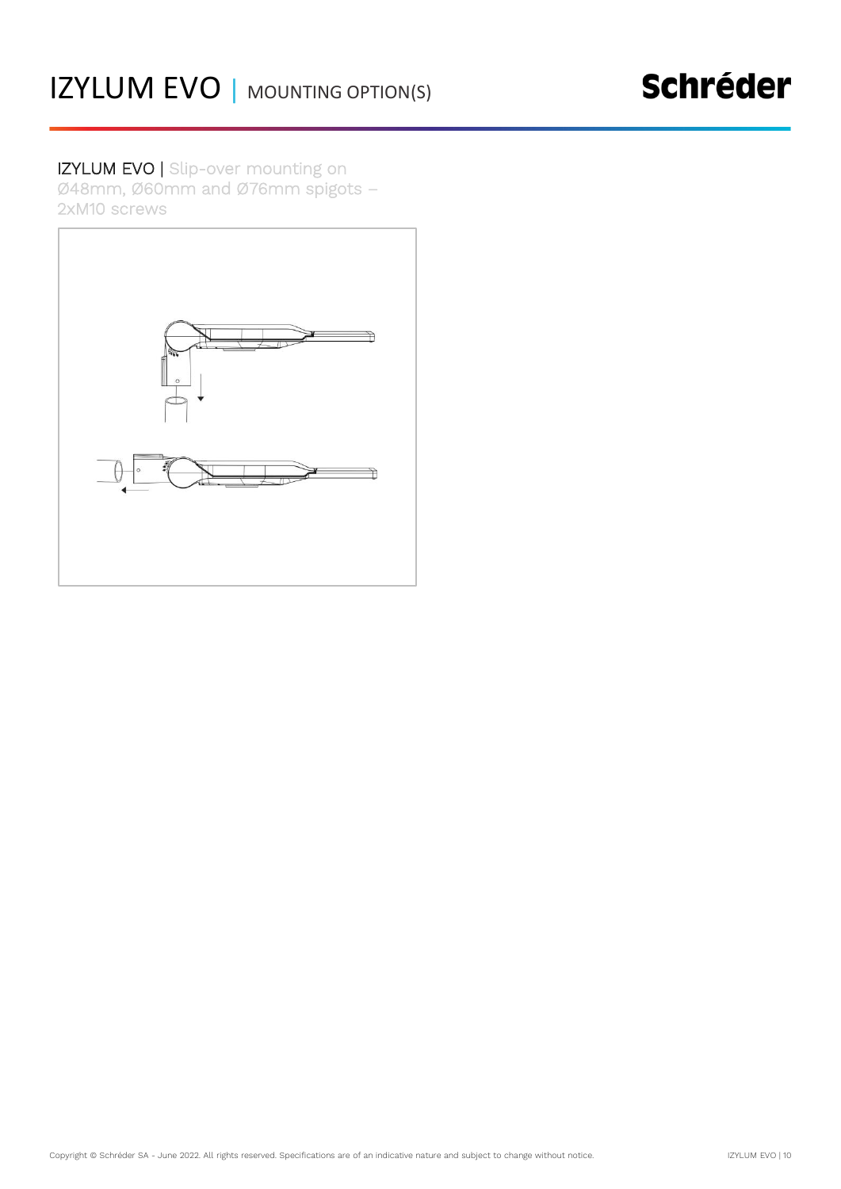# IZYLUM EVO | MOUNTING OPTION(S)

IZYLUM EVO | Slip-over mounting on Ø48mm, Ø60mm and Ø76mm spigots – 2xM10 screws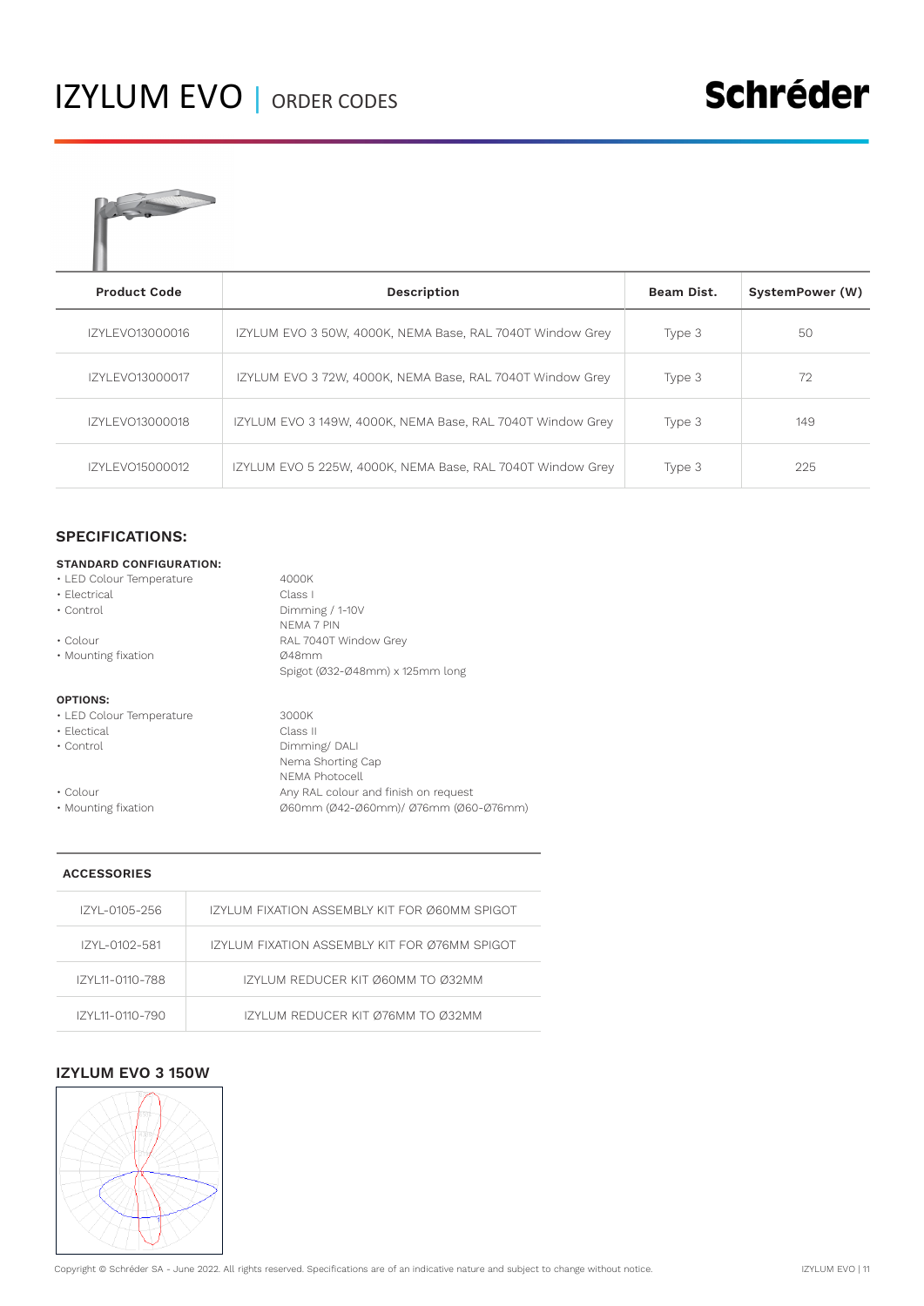# IZYLUM EVO | ORDER CODES

Schréder

| Product Code | Description | Beam Dist. | SystemPower (W) |
|---|---|---|---|
| IZYLEVO13000016 | IZYLUM EVO 3 50W, 4000K, NEMA Base, RAL 7040T Window Grey | Type 3 | 50 |
| IZYLEVO13000017 | IZYLUM EVO 3 72W, 4000K, NEMA Base, RAL 7040T Window Grey | Type 3 | 72 |
| IZYLEVO13000018 | IZYLUM EVO 3 149W, 4000K, NEMA Base, RAL 7040T Window Grey | Type 3 | 149 |
| IZYLEVO15000012 | IZYLUM EVO 5 225W, 4000K, NEMA Base, RAL 7040T Window Grey | Type 3 | 225 |

## SPECIFICATIONS:

**STANDARD CONFIGURATION:**

- LED Colour Temperature: 4000K
- Electrical: Class I
- Control: Dimming / 1-10V
  NEMA 7 PIN
- Colour: RAL 7040T Window Grey
- Mounting fixation: Ø48mm
  Spigot (Ø32-Ø48mm) x 125mm long

**OPTIONS:**

- LED Colour Temperature: 3000K
- Electical: Class II
- Control: Dimming/ DALI
  Nema Shorting Cap
  NEMA Photocell
- Colour: Any RAL colour and finish on request
- Mounting fixation: Ø60mm (Ø42-Ø60mm)/ Ø76mm (Ø60-Ø76mm)

**ACCESSORIES**

| | |
|---|---|
| IZYL-0105-256 | IZYLUM FIXATION ASSEMBLY KIT FOR Ø60MM SPIGOT |
| IZYL-0102-581 | IZYLUM FIXATION ASSEMBLY KIT FOR Ø76MM SPIGOT |
| IZYL11-0110-788 | IZYLUM REDUCER KIT Ø60MM TO Ø32MM |
| IZYL11-0110-790 | IZYLUM REDUCER KIT Ø76MM TO Ø32MM |

**IZYLUM EVO 3 150W**

Copyright © Schréder SA - June 2022. All rights reserved. Specifications are of an indicative nature and subject to change without notice.